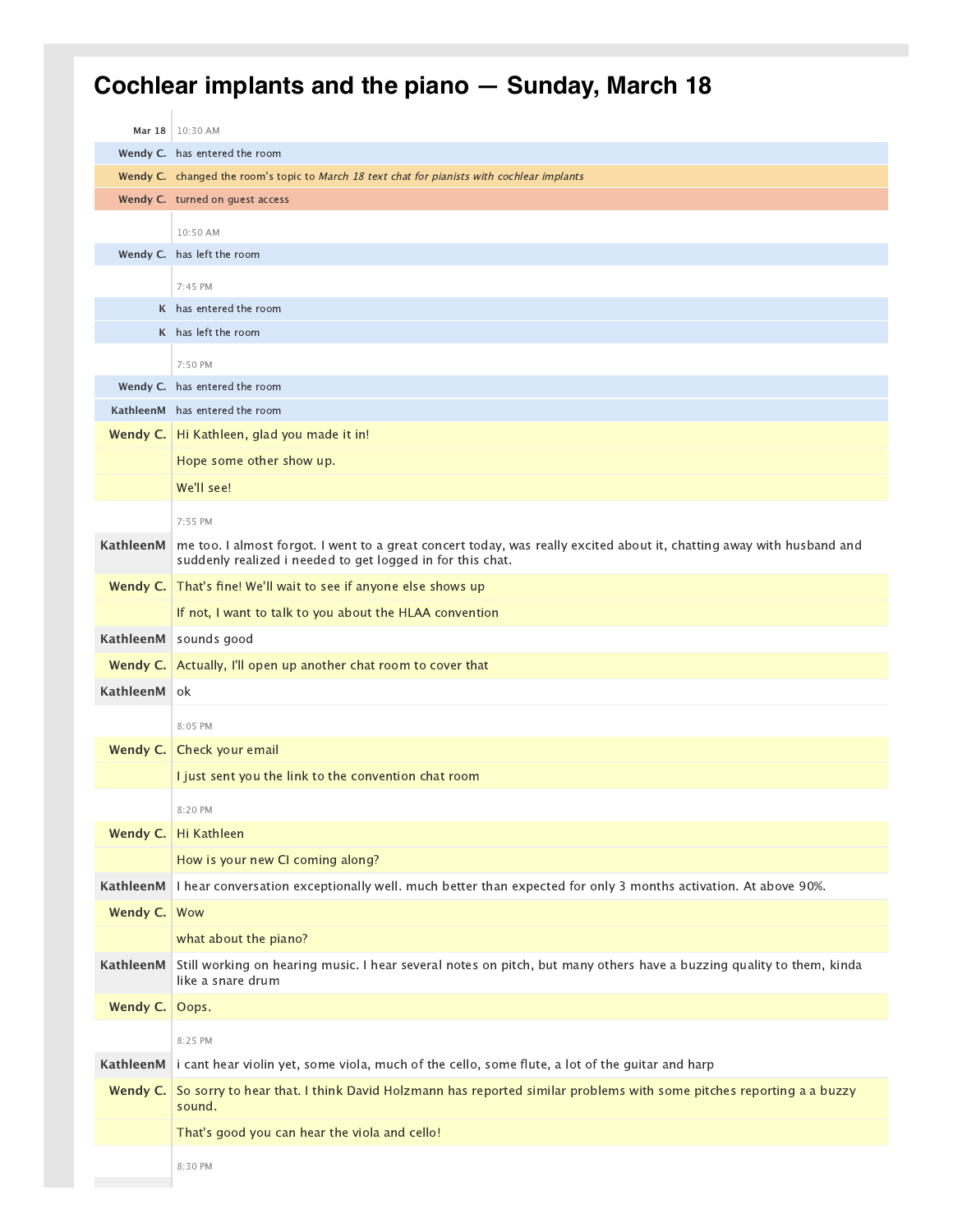# Cochlear implants and the piano — Sunday, March 18

**Mar 18** 10:30 AM

**Wendy C.** has entered the room

**Wendy C.** changed the room's topic to *March 18 text chat for pianists with cochlear implants*

**Wendy C.** turned on guest access

10:50 AM

**Wendy C.** has left the room

7:45 PM

**K** has entered the room

**K** has left the room

7:50 PM

**Wendy C.** has entered the room

**KathleenM** has entered the room

**Wendy C.** Hi Kathleen, glad you made it in!

Hope some other show up.

We'll see!

7:55 PM

**KathleenM** me too. I almost forgot. I went to a great concert today, was really excited about it, chatting away with husband and suddenly realized i needed to get logged in for this chat.

**Wendy C.** That's fine! We'll wait to see if anyone else shows up

If not, I want to talk to you about the HLAA convention

**KathleenM** sounds good

**Wendy C.** Actually, I'll open up another chat room to cover that

**KathleenM** ok

8:05 PM

**Wendy C.** Check your email

I just sent you the link to the convention chat room

8:20 PM

**Wendy C.** Hi Kathleen

How is your new CI coming along?

**KathleenM** I hear conversation exceptionally well. much better than expected for only 3 months activation. At above 90%.

**Wendy C.** Wow

what about the piano?

**KathleenM** Still working on hearing music. I hear several notes on pitch, but many others have a buzzing quality to them, kinda like a snare drum

**Wendy C.** Oops.

8:25 PM

**KathleenM** i cant hear violin yet, some viola, much of the cello, some flute, a lot of the guitar and harp

**Wendy C.** So sorry to hear that. I think David Holzmann has reported similar problems with some pitches reporting a a buzzy sound.

That's good you can hear the viola and cello!

8:30 PM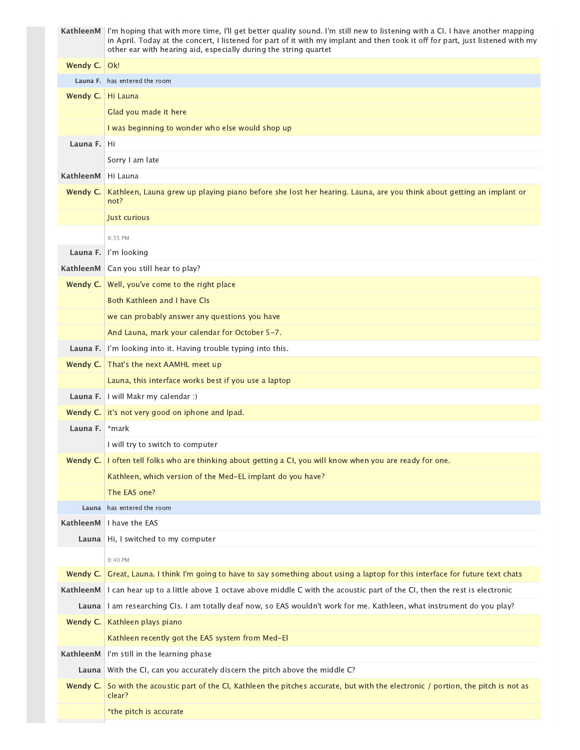| | |
|---|---|
| **KathleenM** | I'm hoping that with more time, I'll get better quality sound. I'm still new to listening with a CI. I have another mapping in April. Today at the concert, I listened for part of it with my implant and then took it off for part, just listened with my other ear with hearing aid, especially during the string quartet |
| **Wendy C.** | Ok! |
| Launa F. | has entered the room |
| **Wendy C.** | Hi Launa |
| | Glad you made it here |
| | I was beginning to wonder who else would shop up |
| **Launa F.** | Hi |
| | Sorry I am late |
| **KathleenM** | Hi Launa |
| **Wendy C.** | Kathleen, Launa grew up playing piano before she lost her hearing. Launa, are you think about getting an implant or not? |
| | Just curious |
| | 8:35 PM |
| **Launa F.** | I'm looking |
| **KathleenM** | Can you still hear to play? |
| **Wendy C.** | Well, you've come to the right place |
| | Both Kathleen and I have CIs |
| | we can probably answer any questions you have |
| | And Launa, mark your calendar for October 5-7. |
| **Launa F.** | I'm looking into it. Having trouble typing into this. |
| **Wendy C.** | That's the next AAMHL meet up |
| | Launa, this interface works best if you use a laptop |
| **Launa F.** | I will Makr my calendar :) |
| **Wendy C.** | it's not very good on iphone and Ipad. |
| **Launa F.** | *mark |
| | I will try to switch to computer |
| **Wendy C.** | I often tell folks who are thinking about getting a CI, you will know when you are ready for one. |
| | Kathleen, which version of the Med-EL implant do you have? |
| | The EAS one? |
| Launa | has entered the room |
| **KathleenM** | I have the EAS |
| **Launa** | Hi, I switched to my computer |
| | 8:40 PM |
| **Wendy C.** | Great, Launa. I think I'm going to have to say something about using a laptop for this interface for future text chats |
| **KathleenM** | I can hear up to a little above 1 octave above middle C with the acoustic part of the CI, then the rest is electronic |
| **Launa** | I am researching CIs. I am totally deaf now, so EAS wouldn't work for me. Kathleen, what instrument do you play? |
| **Wendy C.** | Kathleen plays piano |
| | Kathleen recently got the EAS system from Med-El |
| **KathleenM** | I'm still in the learning phase |
| **Launa** | With the CI, can you accurately discern the pitch above the middle C? |
| **Wendy C.** | So with the acoustic part of the CI, Kathleen the pitches accurate, but with the electronic / portion, the pitch is not as clear? |
| | *the pitch is accurate |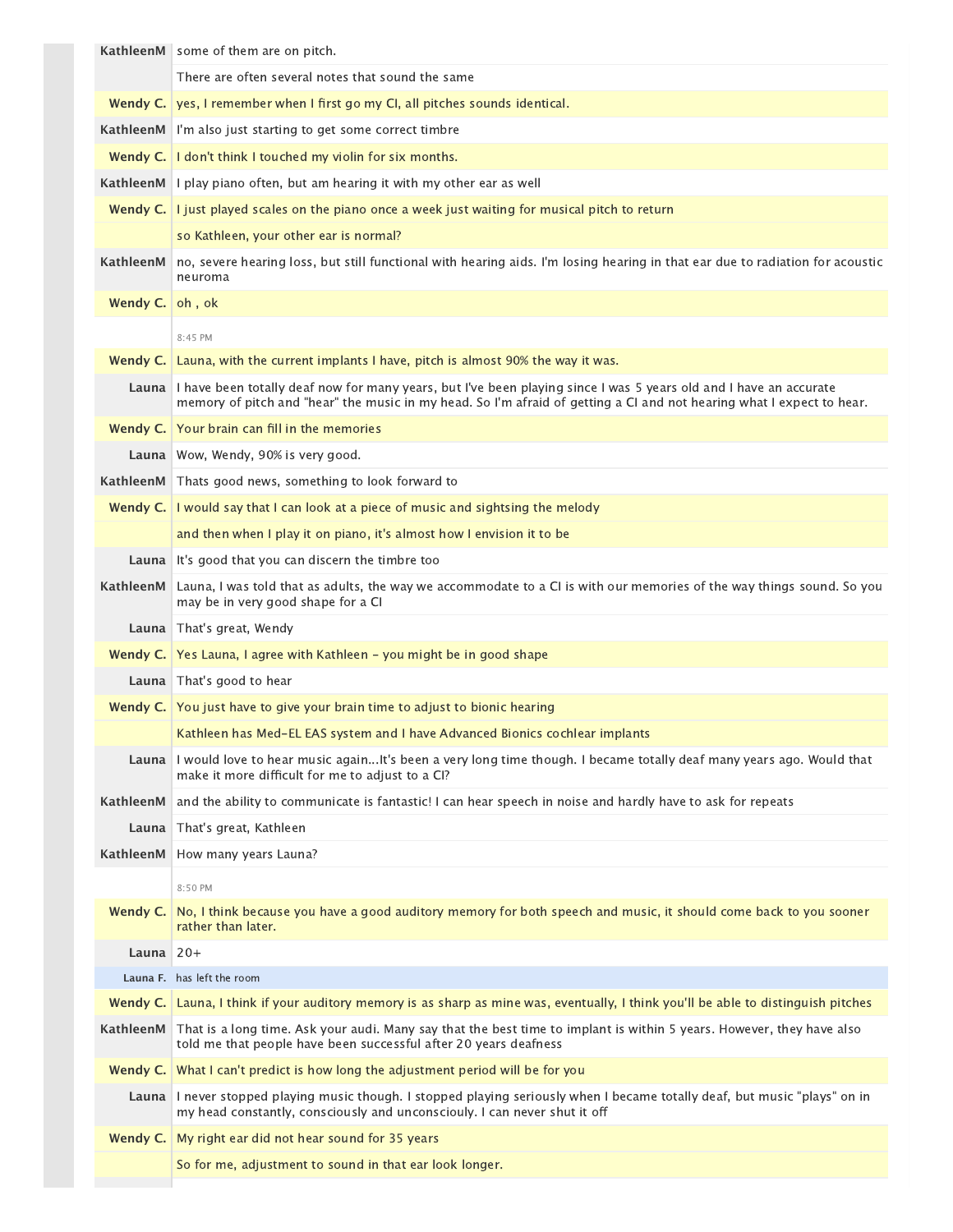| | |
|---|---|
| **KathleenM** | some of them are on pitch. |
| | There are often several notes that sound the same |
| **Wendy C.** | yes, I remember when I first go my CI, all pitches sounds identical. |
| **KathleenM** | I'm also just starting to get some correct timbre |
| **Wendy C.** | I don't think I touched my violin for six months. |
| **KathleenM** | I play piano often, but am hearing it with my other ear as well |
| **Wendy C.** | I just played scales on the piano once a week just waiting for musical pitch to return |
| | so Kathleen, your other ear is normal? |
| **KathleenM** | no, severe hearing loss, but still functional with hearing aids. I'm losing hearing in that ear due to radiation for acoustic neuroma |
| **Wendy C.** | oh , ok |
| | 8:45 PM |
| **Wendy C.** | Launa, with the current implants I have, pitch is almost 90% the way it was. |
| **Launa** | I have been totally deaf now for many years, but I've been playing since I was 5 years old and I have an accurate memory of pitch and "hear" the music in my head. So I'm afraid of getting a CI and not hearing what I expect to hear. |
| **Wendy C.** | Your brain can fill in the memories |
| **Launa** | Wow, Wendy, 90% is very good. |
| **KathleenM** | Thats good news, something to look forward to |
| **Wendy C.** | I would say that I can look at a piece of music and sightsing the melody |
| | and then when I play it on piano, it's almost how I envision it to be |
| **Launa** | It's good that you can discern the timbre too |
| **KathleenM** | Launa, I was told that as adults, the way we accommodate to a CI is with our memories of the way things sound. So you may be in very good shape for a CI |
| **Launa** | That's great, Wendy |
| **Wendy C.** | Yes Launa, I agree with Kathleen - you might be in good shape |
| **Launa** | That's good to hear |
| **Wendy C.** | You just have to give your brain time to adjust to bionic hearing |
| | Kathleen has Med-EL EAS system and I have Advanced Bionics cochlear implants |
| **Launa** | I would love to hear music again...It's been a very long time though. I became totally deaf many years ago. Would that make it more difficult for me to adjust to a CI? |
| **KathleenM** | and the ability to communicate is fantastic! I can hear speech in noise and hardly have to ask for repeats |
| **Launa** | That's great, Kathleen |
| **KathleenM** | How many years Launa? |
| | 8:50 PM |
| **Wendy C.** | No, I think because you have a good auditory memory for both speech and music, it should come back to you sooner rather than later. |
| **Launa** | 20+ |
| **Launa F.** | has left the room |
| **Wendy C.** | Launa, I think if your auditory memory is as sharp as mine was, eventually, I think you'll be able to distinguish pitches |
| **KathleenM** | That is a long time. Ask your audi. Many say that the best time to implant is within 5 years. However, they have also told me that people have been successful after 20 years deafness |
| **Wendy C.** | What I can't predict is how long the adjustment period will be for you |
| **Launa** | I never stopped playing music though. I stopped playing seriously when I became totally deaf, but music "plays" on in my head constantly, consciously and unconsciouly. I can never shut it off |
| **Wendy C.** | My right ear did not hear sound for 35 years |
| | So for me, adjustment to sound in that ear look longer. |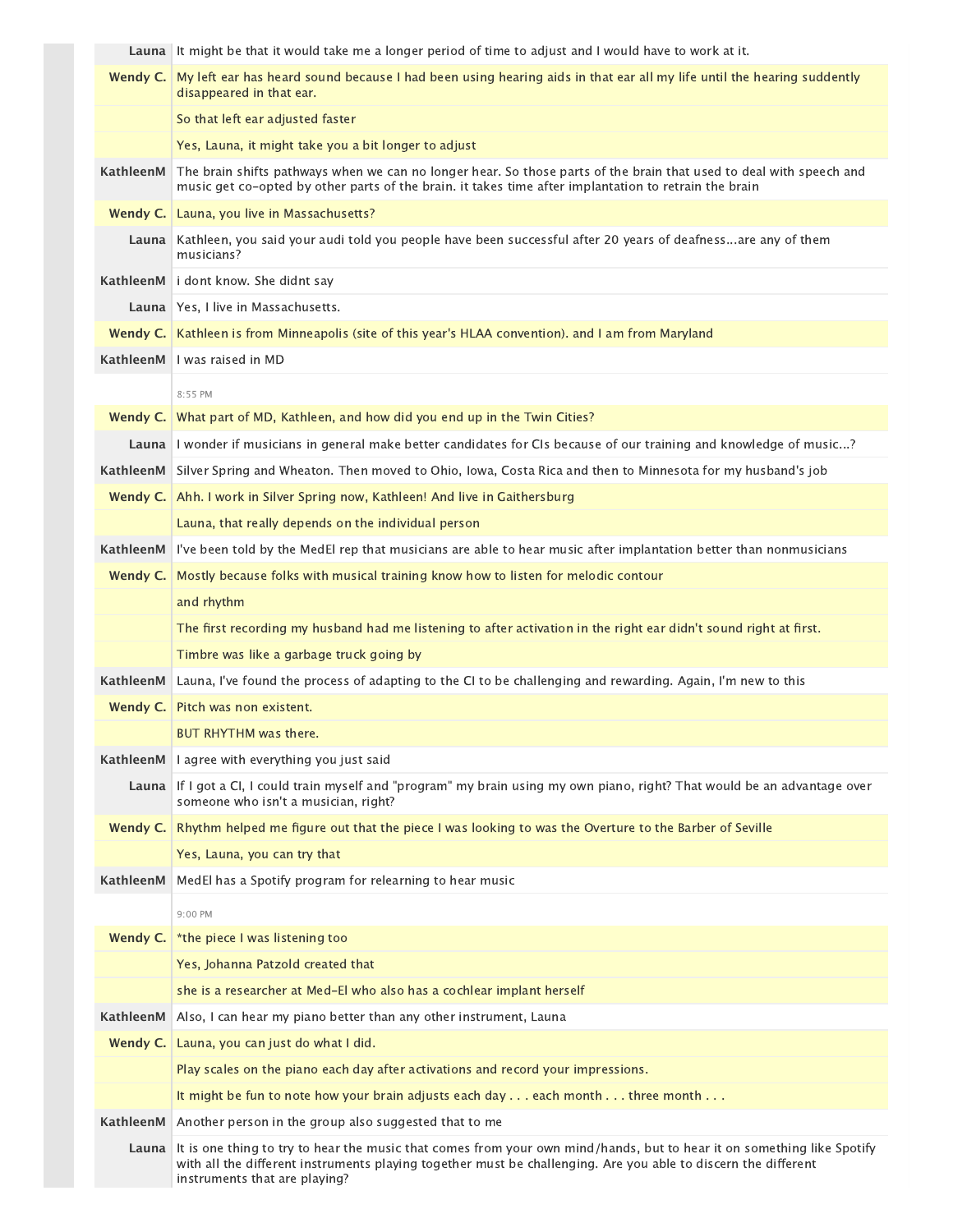**Launa** It might be that it would take me a longer period of time to adjust and I would have to work at it.

**Wendy C.** My left ear has heard sound because I had been using hearing aids in that ear all my life until the hearing suddenly disappeared in that ear.

So that left ear adjusted faster

Yes, Launa, it might take you a bit longer to adjust

**KathleenM** The brain shifts pathways when we can no longer hear. So those parts of the brain that used to deal with speech and music get co-opted by other parts of the brain. it takes time after implantation to retrain the brain

**Wendy C.** Launa, you live in Massachusetts?

**Launa** Kathleen, you said your audi told you people have been successful after 20 years of deafness...are any of them musicians?

**KathleenM** i dont know. She didnt say

**Launa** Yes, I live in Massachusetts.

**Wendy C.** Kathleen is from Minneapolis (site of this year's HLAA convention). and I am from Maryland

**KathleenM** I was raised in MD

8:55 PM

**Wendy C.** What part of MD, Kathleen, and how did you end up in the Twin Cities?

**Launa** I wonder if musicians in general make better candidates for CIs because of our training and knowledge of music...?

**KathleenM** Silver Spring and Wheaton. Then moved to Ohio, Iowa, Costa Rica and then to Minnesota for my husband's job

**Wendy C.** Ahh. I work in Silver Spring now, Kathleen! And live in Gaithersburg

Launa, that really depends on the individual person

**KathleenM** I've been told by the MedEl rep that musicians are able to hear music after implantation better than nonmusicians

**Wendy C.** Mostly because folks with musical training know how to listen for melodic contour

and rhythm

The first recording my husband had me listening to after activation in the right ear didn't sound right at first.

Timbre was like a garbage truck going by

**KathleenM** Launa, I've found the process of adapting to the CI to be challenging and rewarding. Again, I'm new to this

**Wendy C.** Pitch was non existent.

BUT RHYTHM was there.

**KathleenM** I agree with everything you just said

**Launa** If I got a CI, I could train myself and "program" my brain using my own piano, right? That would be an advantage over someone who isn't a musician, right?

**Wendy C.** Rhythm helped me figure out that the piece I was looking to was the Overture to the Barber of Seville

Yes, Launa, you can try that

**KathleenM** MedEl has a Spotify program for relearning to hear music

9:00 PM

**Wendy C.** *the piece I was listening too

Yes, Johanna Patzold created that

she is a researcher at Med-El who also has a cochlear implant herself

**KathleenM** Also, I can hear my piano better than any other instrument, Launa

**Wendy C.** Launa, you can just do what I did.

Play scales on the piano each day after activations and record your impressions.

It might be fun to note how your brain adjusts each day . . . each month . . . three month . . .

**KathleenM** Another person in the group also suggested that to me

**Launa** It is one thing to try to hear the music that comes from your own mind/hands, but to hear it on something like Spotify with all the different instruments playing together must be challenging. Are you able to discern the different instruments that are playing?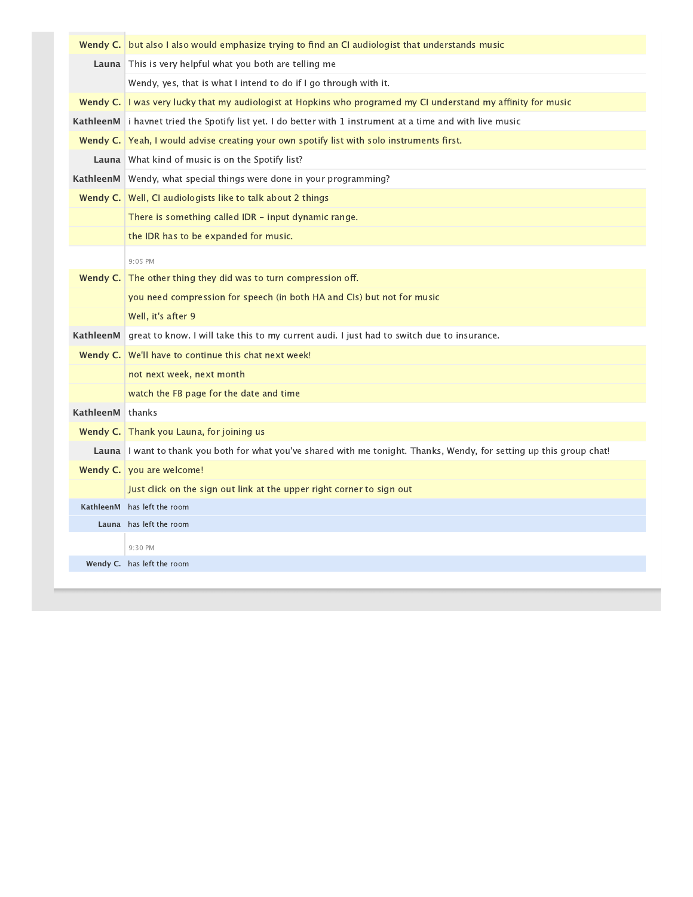| | |
|---|---|
| **Wendy C.** | but also I also would emphasize trying to find an CI audiologist that understands music |
| **Launa** | This is very helpful what you both are telling me |
| | Wendy, yes, that is what I intend to do if I go through with it. |
| **Wendy C.** | I was very lucky that my audiologist at Hopkins who programed my CI understand my affinity for music |
| **KathleenM** | i havnet tried the Spotify list yet. I do better with 1 instrument at a time and with live music |
| **Wendy C.** | Yeah, I would advise creating your own spotify list with solo instruments first. |
| **Launa** | What kind of music is on the Spotify list? |
| **KathleenM** | Wendy, what special things were done in your programming? |
| **Wendy C.** | Well, CI audiologists like to talk about 2 things |
| | There is something called IDR - input dynamic range. |
| | the IDR has to be expanded for music. |
| | 9:05 PM |
| **Wendy C.** | The other thing they did was to turn compression off. |
| | you need compression for speech (in both HA and CIs) but not for music |
| | Well, it's after 9 |
| **KathleenM** | great to know. I will take this to my current audi. I just had to switch due to insurance. |
| **Wendy C.** | We'll have to continue this chat next week! |
| | not next week, next month |
| | watch the FB page for the date and time |
| **KathleenM** | thanks |
| **Wendy C.** | Thank you Launa, for joining us |
| **Launa** | I want to thank you both for what you've shared with me tonight. Thanks, Wendy, for setting up this group chat! |
| **Wendy C.** | you are welcome! |
| | Just click on the sign out link at the upper right corner to sign out |
| **KathleenM** | has left the room |
| **Launa** | has left the room |
| | 9:30 PM |
| **Wendy C.** | has left the room |